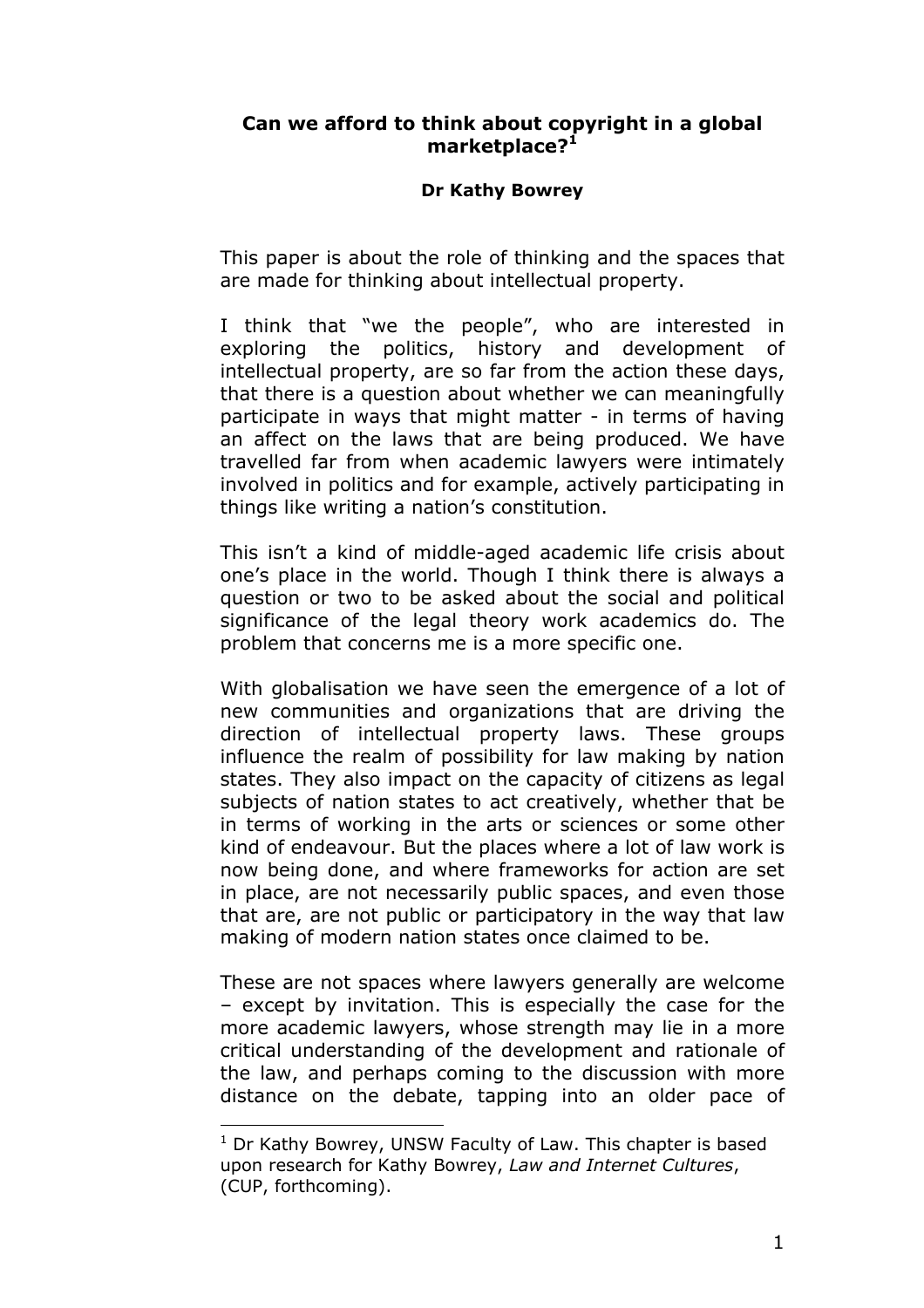# Can we afford to think about copyright in a global marketplace?[1]

**Dr Kathy Bowrey**

This paper is about the role of thinking and the spaces that are made for thinking about intellectual property.

I think that "we the people", who are interested in exploring the politics, history and development of intellectual property, are so far from the action these days, that there is a question about whether we can meaningfully participate in ways that might matter - in terms of having an affect on the laws that are being produced. We have travelled far from when academic lawyers were intimately involved in politics and for example, actively participating in things like writing a nation's constitution.

This isn't a kind of middle-aged academic life crisis about one's place in the world. Though I think there is always a question or two to be asked about the social and political significance of the legal theory work academics do. The problem that concerns me is a more specific one.

With globalisation we have seen the emergence of a lot of new communities and organizations that are driving the direction of intellectual property laws. These groups influence the realm of possibility for law making by nation states. They also impact on the capacity of citizens as legal subjects of nation states to act creatively, whether that be in terms of working in the arts or sciences or some other kind of endeavour. But the places where a lot of law work is now being done, and where frameworks for action are set in place, are not necessarily public spaces, and even those that are, are not public or participatory in the way that law making of modern nation states once claimed to be.

These are not spaces where lawyers generally are welcome – except by invitation. This is especially the case for the more academic lawyers, whose strength may lie in a more critical understanding of the development and rationale of the law, and perhaps coming to the discussion with more distance on the debate, tapping into an older pace of

---

[1] Dr Kathy Bowrey, UNSW Faculty of Law. This chapter is based upon research for Kathy Bowrey, *Law and Internet Cultures*, (CUP, forthcoming).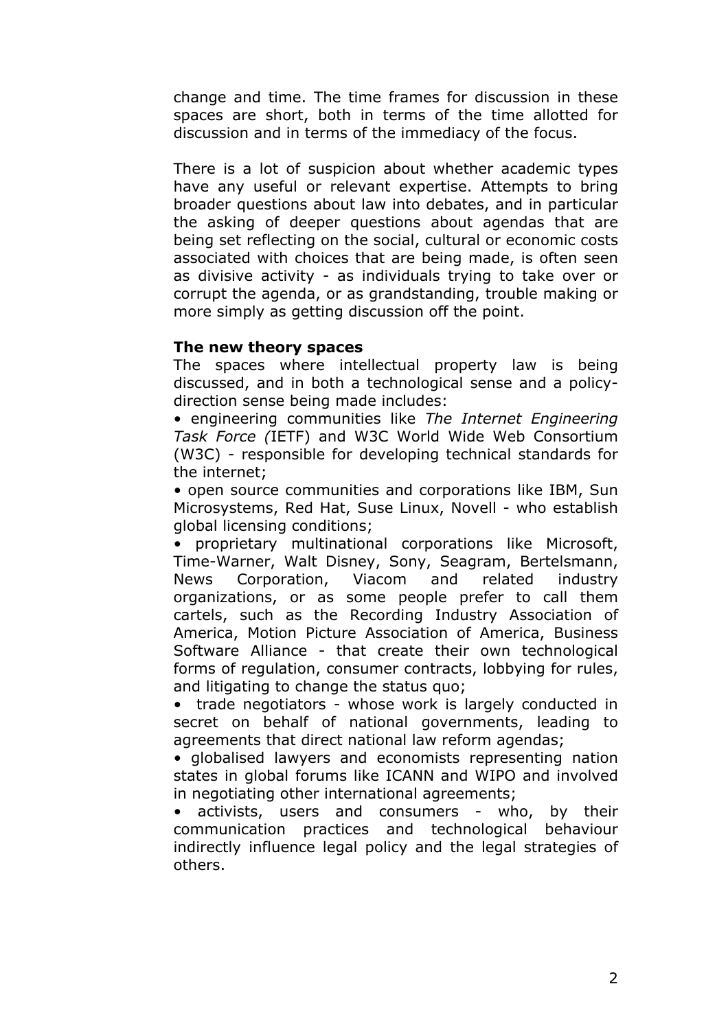change and time. The time frames for discussion in these spaces are short, both in terms of the time allotted for discussion and in terms of the immediacy of the focus.

There is a lot of suspicion about whether academic types have any useful or relevant expertise. Attempts to bring broader questions about law into debates, and in particular the asking of deeper questions about agendas that are being set reflecting on the social, cultural or economic costs associated with choices that are being made, is often seen as divisive activity - as individuals trying to take over or corrupt the agenda, or as grandstanding, trouble making or more simply as getting discussion off the point.

**The new theory spaces**

The spaces where intellectual property law is being discussed, and in both a technological sense and a policy-direction sense being made includes:

• engineering communities like *The Internet Engineering Task Force (*IETF) and W3C World Wide Web Consortium (W3C) - responsible for developing technical standards for the internet;

• open source communities and corporations like IBM, Sun Microsystems, Red Hat, Suse Linux, Novell - who establish global licensing conditions;

• proprietary multinational corporations like Microsoft, Time-Warner, Walt Disney, Sony, Seagram, Bertelsmann, News Corporation, Viacom and related industry organizations, or as some people prefer to call them cartels, such as the Recording Industry Association of America, Motion Picture Association of America, Business Software Alliance - that create their own technological forms of regulation, consumer contracts, lobbying for rules, and litigating to change the status quo;

• trade negotiators - whose work is largely conducted in secret on behalf of national governments, leading to agreements that direct national law reform agendas;

• globalised lawyers and economists representing nation states in global forums like ICANN and WIPO and involved in negotiating other international agreements;

• activists, users and consumers - who, by their communication practices and technological behaviour indirectly influence legal policy and the legal strategies of others.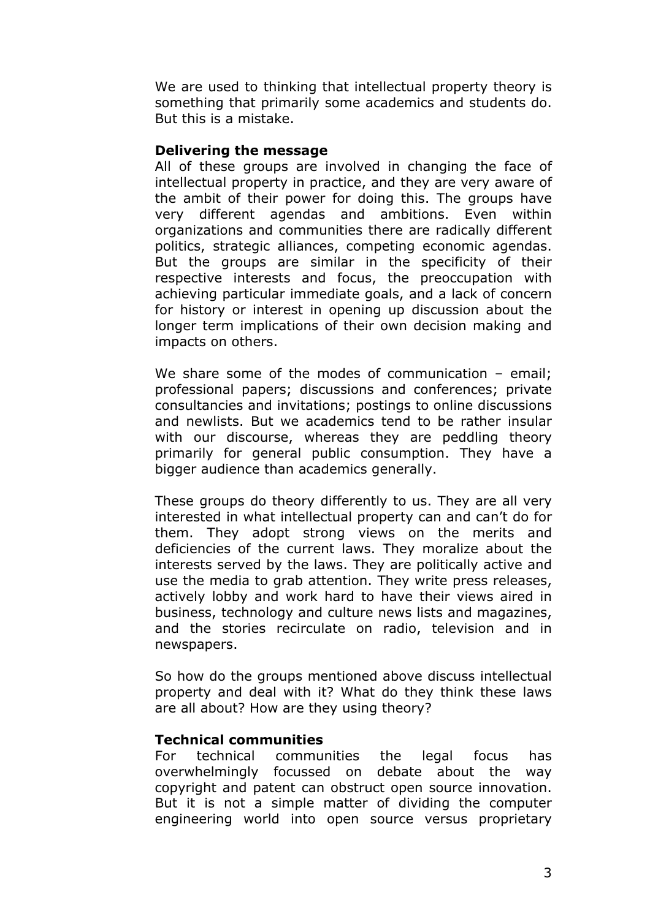We are used to thinking that intellectual property theory is something that primarily some academics and students do. But this is a mistake.

### Delivering the message

All of these groups are involved in changing the face of intellectual property in practice, and they are very aware of the ambit of their power for doing this. The groups have very different agendas and ambitions. Even within organizations and communities there are radically different politics, strategic alliances, competing economic agendas. But the groups are similar in the specificity of their respective interests and focus, the preoccupation with achieving particular immediate goals, and a lack of concern for history or interest in opening up discussion about the longer term implications of their own decision making and impacts on others.

We share some of the modes of communication – email; professional papers; discussions and conferences; private consultancies and invitations; postings to online discussions and newlists. But we academics tend to be rather insular with our discourse, whereas they are peddling theory primarily for general public consumption. They have a bigger audience than academics generally.

These groups do theory differently to us. They are all very interested in what intellectual property can and can't do for them. They adopt strong views on the merits and deficiencies of the current laws. They moralize about the interests served by the laws. They are politically active and use the media to grab attention. They write press releases, actively lobby and work hard to have their views aired in business, technology and culture news lists and magazines, and the stories recirculate on radio, television and in newspapers.

So how do the groups mentioned above discuss intellectual property and deal with it? What do they think these laws are all about? How are they using theory?

### Technical communities

For technical communities the legal focus has overwhelmingly focussed on debate about the way copyright and patent can obstruct open source innovation. But it is not a simple matter of dividing the computer engineering world into open source versus proprietary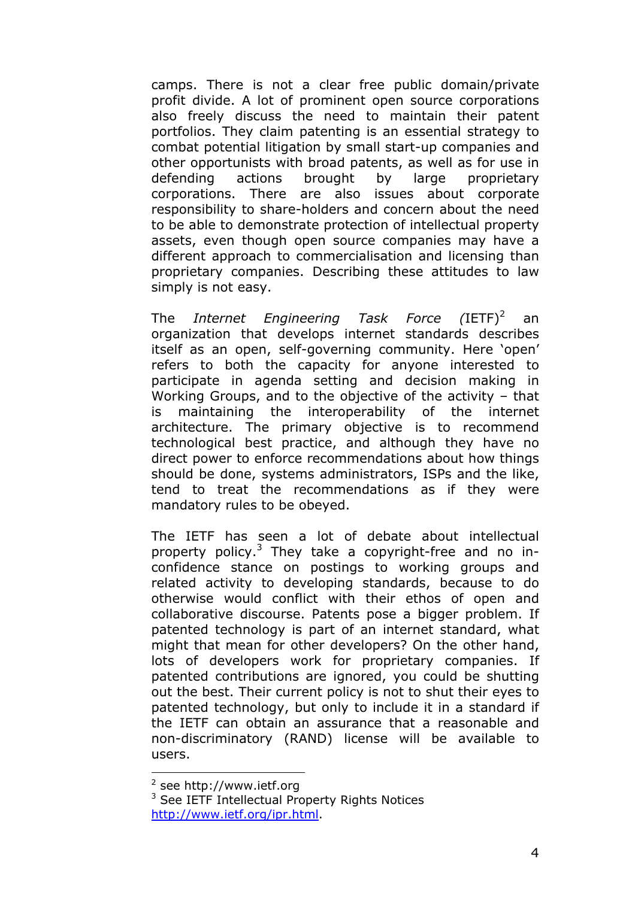camps. There is not a clear free public domain/private profit divide. A lot of prominent open source corporations also freely discuss the need to maintain their patent portfolios. They claim patenting is an essential strategy to combat potential litigation by small start-up companies and other opportunists with broad patents, as well as for use in defending actions brought by large proprietary corporations. There are also issues about corporate responsibility to share-holders and concern about the need to be able to demonstrate protection of intellectual property assets, even though open source companies may have a different approach to commercialisation and licensing than proprietary companies. Describing these attitudes to law simply is not easy.

The *Internet Engineering Task Force (*IETF)[2] an organization that develops internet standards describes itself as an open, self-governing community. Here 'open' refers to both the capacity for anyone interested to participate in agenda setting and decision making in Working Groups, and to the objective of the activity – that is maintaining the interoperability of the internet architecture. The primary objective is to recommend technological best practice, and although they have no direct power to enforce recommendations about how things should be done, systems administrators, ISPs and the like, tend to treat the recommendations as if they were mandatory rules to be obeyed.

The IETF has seen a lot of debate about intellectual property policy.[3] They take a copyright-free and no in-confidence stance on postings to working groups and related activity to developing standards, because to do otherwise would conflict with their ethos of open and collaborative discourse. Patents pose a bigger problem. If patented technology is part of an internet standard, what might that mean for other developers? On the other hand, lots of developers work for proprietary companies. If patented contributions are ignored, you could be shutting out the best. Their current policy is not to shut their eyes to patented technology, but only to include it in a standard if the IETF can obtain an assurance that a reasonable and non-discriminatory (RAND) license will be available to users.

---

[2] see http://www.ietf.org

[3] See IETF Intellectual Property Rights Notices http://www.ietf.org/ipr.html.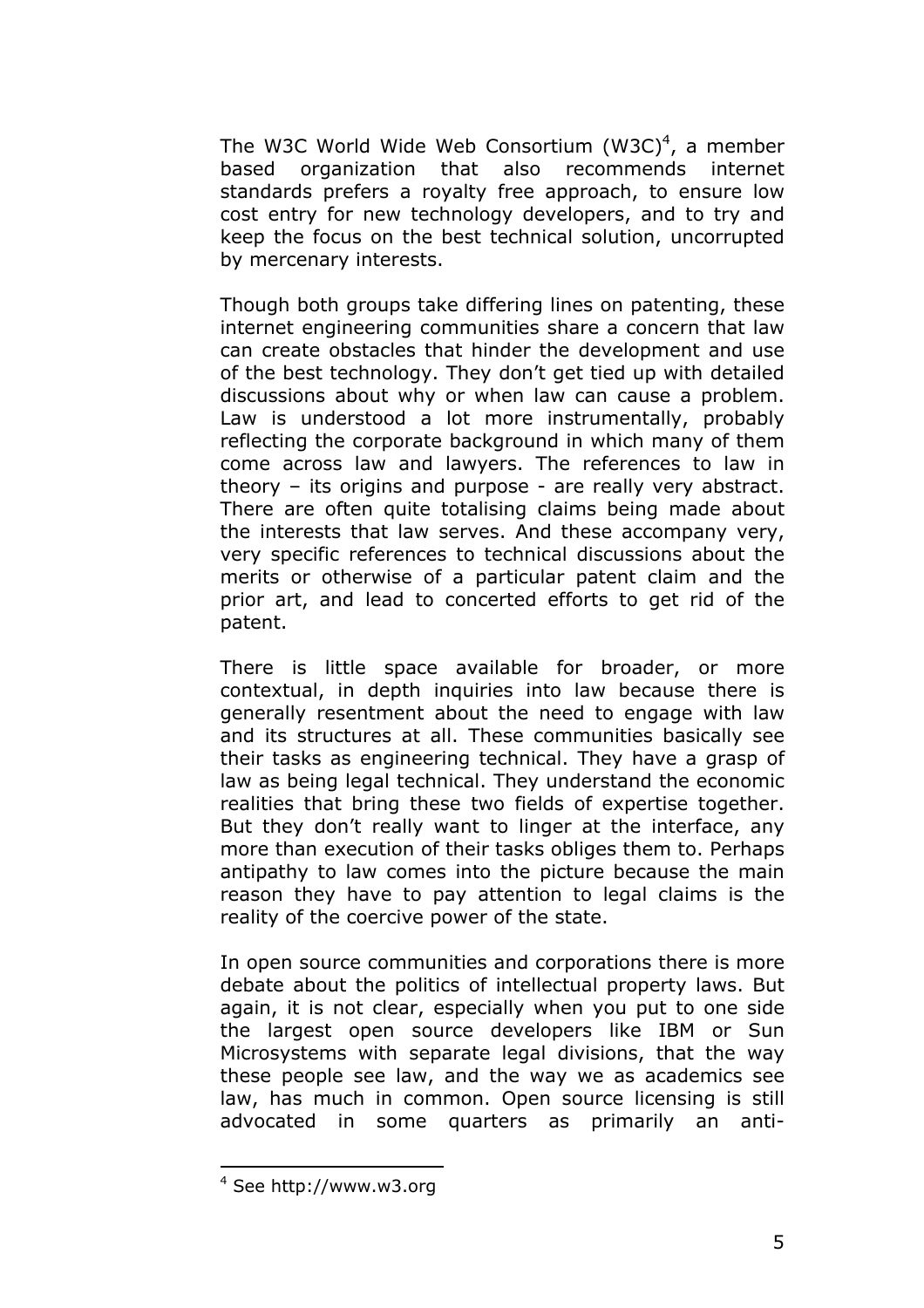The W3C World Wide Web Consortium (W3C)[4], a member based organization that also recommends internet standards prefers a royalty free approach, to ensure low cost entry for new technology developers, and to try and keep the focus on the best technical solution, uncorrupted by mercenary interests.

Though both groups take differing lines on patenting, these internet engineering communities share a concern that law can create obstacles that hinder the development and use of the best technology. They don't get tied up with detailed discussions about why or when law can cause a problem. Law is understood a lot more instrumentally, probably reflecting the corporate background in which many of them come across law and lawyers. The references to law in theory – its origins and purpose - are really very abstract. There are often quite totalising claims being made about the interests that law serves. And these accompany very, very specific references to technical discussions about the merits or otherwise of a particular patent claim and the prior art, and lead to concerted efforts to get rid of the patent.

There is little space available for broader, or more contextual, in depth inquiries into law because there is generally resentment about the need to engage with law and its structures at all. These communities basically see their tasks as engineering technical. They have a grasp of law as being legal technical. They understand the economic realities that bring these two fields of expertise together. But they don't really want to linger at the interface, any more than execution of their tasks obliges them to. Perhaps antipathy to law comes into the picture because the main reason they have to pay attention to legal claims is the reality of the coercive power of the state.

In open source communities and corporations there is more debate about the politics of intellectual property laws. But again, it is not clear, especially when you put to one side the largest open source developers like IBM or Sun Microsystems with separate legal divisions, that the way these people see law, and the way we as academics see law, has much in common. Open source licensing is still advocated in some quarters as primarily an anti-

---

[4] See http://www.w3.org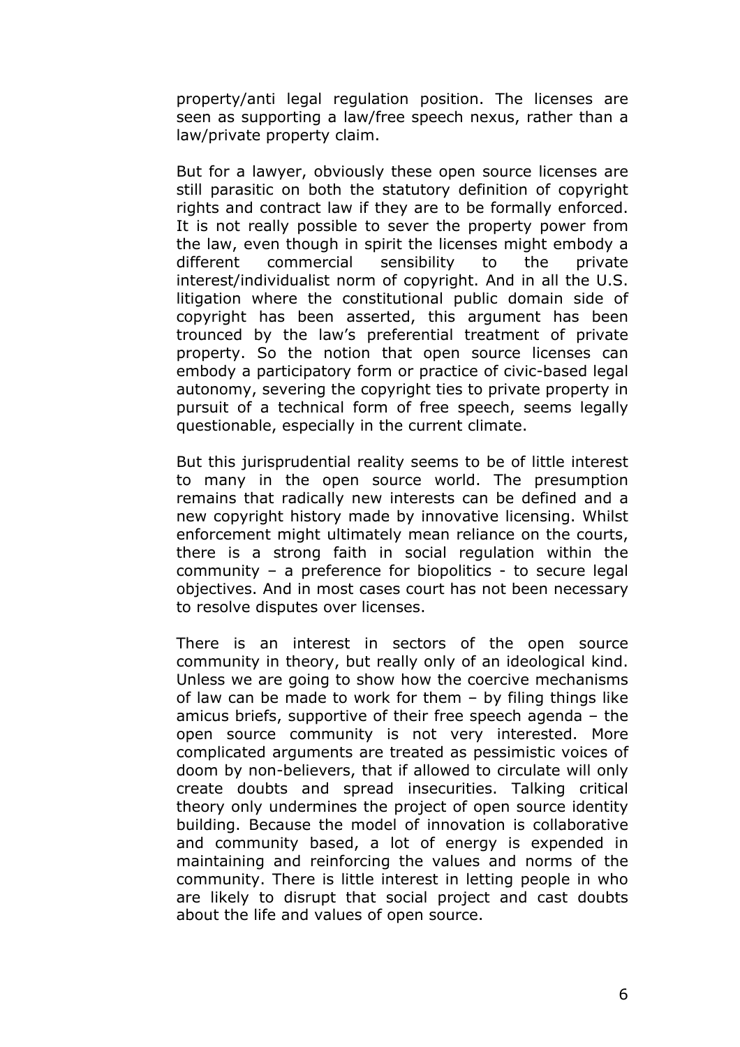property/anti legal regulation position. The licenses are seen as supporting a law/free speech nexus, rather than a law/private property claim.

But for a lawyer, obviously these open source licenses are still parasitic on both the statutory definition of copyright rights and contract law if they are to be formally enforced. It is not really possible to sever the property power from the law, even though in spirit the licenses might embody a different commercial sensibility to the private interest/individualist norm of copyright. And in all the U.S. litigation where the constitutional public domain side of copyright has been asserted, this argument has been trounced by the law's preferential treatment of private property. So the notion that open source licenses can embody a participatory form or practice of civic-based legal autonomy, severing the copyright ties to private property in pursuit of a technical form of free speech, seems legally questionable, especially in the current climate.

But this jurisprudential reality seems to be of little interest to many in the open source world. The presumption remains that radically new interests can be defined and a new copyright history made by innovative licensing. Whilst enforcement might ultimately mean reliance on the courts, there is a strong faith in social regulation within the community – a preference for biopolitics - to secure legal objectives. And in most cases court has not been necessary to resolve disputes over licenses.

There is an interest in sectors of the open source community in theory, but really only of an ideological kind. Unless we are going to show how the coercive mechanisms of law can be made to work for them – by filing things like amicus briefs, supportive of their free speech agenda – the open source community is not very interested. More complicated arguments are treated as pessimistic voices of doom by non-believers, that if allowed to circulate will only create doubts and spread insecurities. Talking critical theory only undermines the project of open source identity building. Because the model of innovation is collaborative and community based, a lot of energy is expended in maintaining and reinforcing the values and norms of the community. There is little interest in letting people in who are likely to disrupt that social project and cast doubts about the life and values of open source.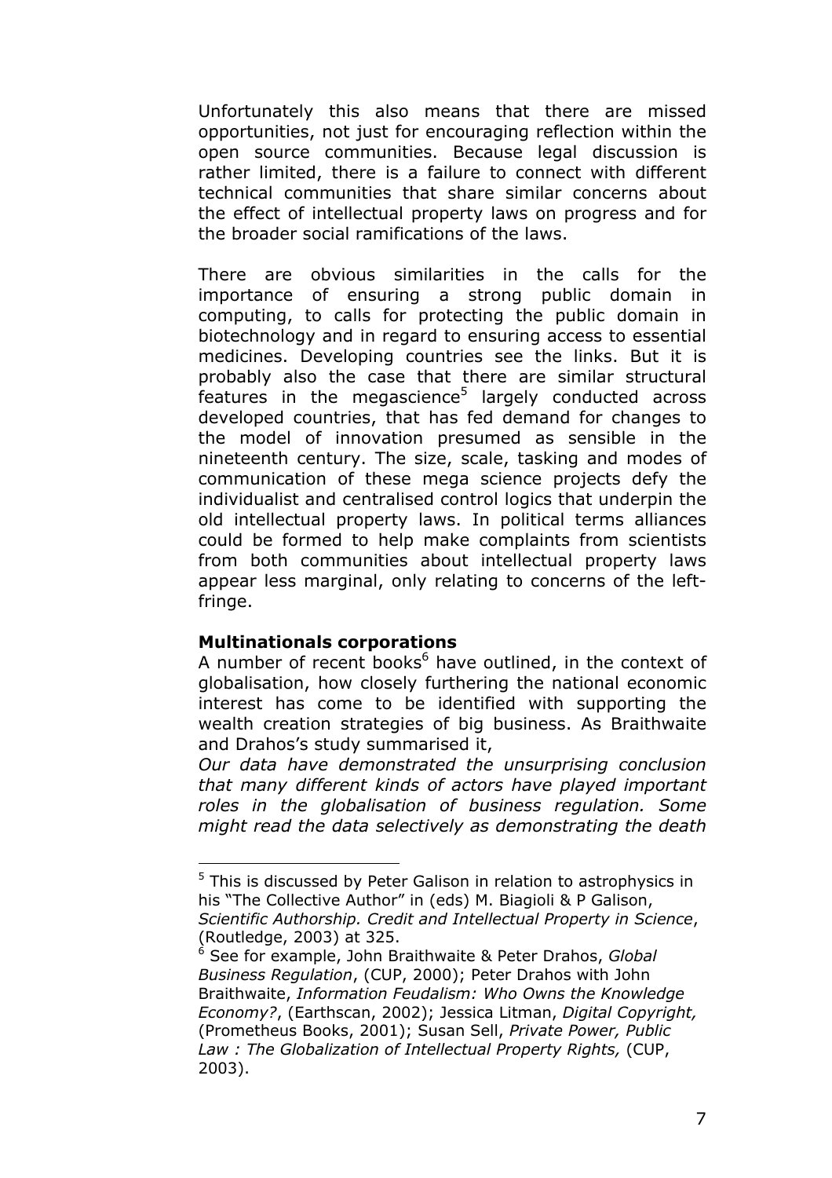Unfortunately this also means that there are missed opportunities, not just for encouraging reflection within the open source communities. Because legal discussion is rather limited, there is a failure to connect with different technical communities that share similar concerns about the effect of intellectual property laws on progress and for the broader social ramifications of the laws.

There are obvious similarities in the calls for the importance of ensuring a strong public domain in computing, to calls for protecting the public domain in biotechnology and in regard to ensuring access to essential medicines. Developing countries see the links. But it is probably also the case that there are similar structural features in the megascience[5] largely conducted across developed countries, that has fed demand for changes to the model of innovation presumed as sensible in the nineteenth century. The size, scale, tasking and modes of communication of these mega science projects defy the individualist and centralised control logics that underpin the old intellectual property laws. In political terms alliances could be formed to help make complaints from scientists from both communities about intellectual property laws appear less marginal, only relating to concerns of the left-fringe.

**Multinationals corporations**

A number of recent books[6] have outlined, in the context of globalisation, how closely furthering the national economic interest has come to be identified with supporting the wealth creation strategies of big business. As Braithwaite and Drahos's study summarised it,

*Our data have demonstrated the unsurprising conclusion that many different kinds of actors have played important roles in the globalisation of business regulation. Some might read the data selectively as demonstrating the death*

---

[5] This is discussed by Peter Galison in relation to astrophysics in his "The Collective Author" in (eds) M. Biagioli & P Galison, *Scientific Authorship. Credit and Intellectual Property in Science*, (Routledge, 2003) at 325.

[6] See for example, John Braithwaite & Peter Drahos, *Global Business Regulation*, (CUP, 2000); Peter Drahos with John Braithwaite, *Information Feudalism: Who Owns the Knowledge Economy?*, (Earthscan, 2002); Jessica Litman, *Digital Copyright,* (Prometheus Books, 2001); Susan Sell, *Private Power, Public Law : The Globalization of Intellectual Property Rights,* (CUP, 2003).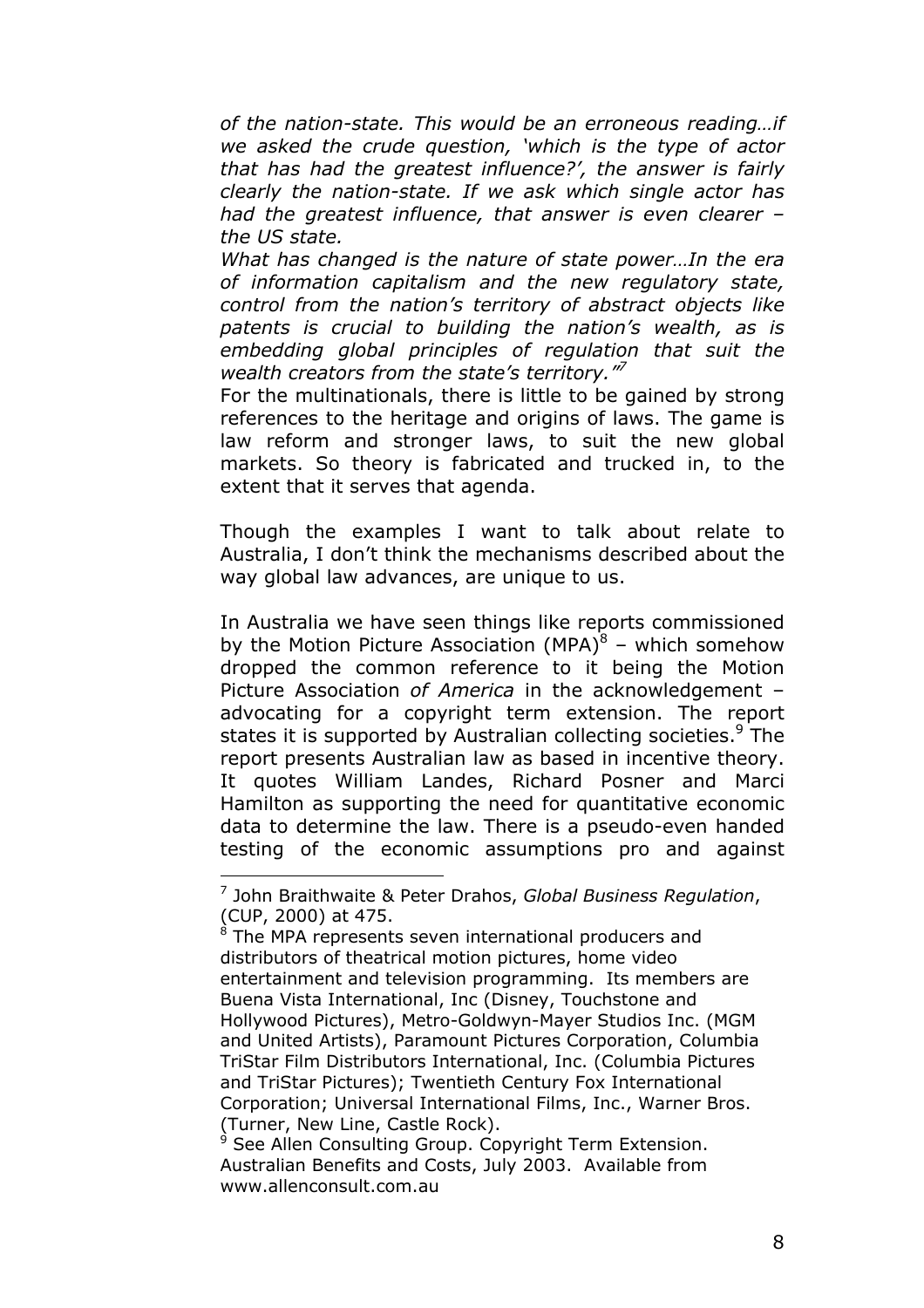*of the nation-state. This would be an erroneous reading…if we asked the crude question, 'which is the type of actor that has had the greatest influence?', the answer is fairly clearly the nation-state. If we ask which single actor has had the greatest influence, that answer is even clearer – the US state.*

*What has changed is the nature of state power…In the era of information capitalism and the new regulatory state, control from the nation's territory of abstract objects like patents is crucial to building the nation's wealth, as is embedding global principles of regulation that suit the wealth creators from the state's territory.'"*[7]

For the multinationals, there is little to be gained by strong references to the heritage and origins of laws. The game is law reform and stronger laws, to suit the new global markets. So theory is fabricated and trucked in, to the extent that it serves that agenda.

Though the examples I want to talk about relate to Australia, I don't think the mechanisms described about the way global law advances, are unique to us.

In Australia we have seen things like reports commissioned by the Motion Picture Association (MPA)[8] – which somehow dropped the common reference to it being the Motion Picture Association *of America* in the acknowledgement – advocating for a copyright term extension. The report states it is supported by Australian collecting societies.[9] The report presents Australian law as based in incentive theory. It quotes William Landes, Richard Posner and Marci Hamilton as supporting the need for quantitative economic data to determine the law. There is a pseudo-even handed testing of the economic assumptions pro and against

---

[7] John Braithwaite & Peter Drahos, *Global Business Regulation*, (CUP, 2000) at 475.

[8] The MPA represents seven international producers and distributors of theatrical motion pictures, home video entertainment and television programming. Its members are Buena Vista International, Inc (Disney, Touchstone and Hollywood Pictures), Metro-Goldwyn-Mayer Studios Inc. (MGM and United Artists), Paramount Pictures Corporation, Columbia TriStar Film Distributors International, Inc. (Columbia Pictures and TriStar Pictures); Twentieth Century Fox International Corporation; Universal International Films, Inc., Warner Bros. (Turner, New Line, Castle Rock).

[9] See Allen Consulting Group. Copyright Term Extension. Australian Benefits and Costs, July 2003. Available from www.allenconsult.com.au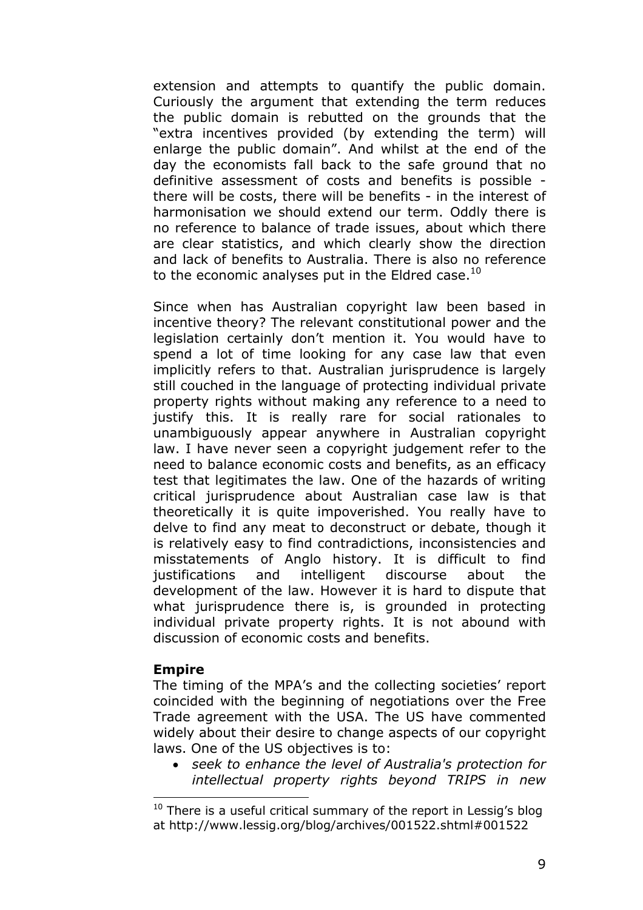extension and attempts to quantify the public domain. Curiously the argument that extending the term reduces the public domain is rebutted on the grounds that the "extra incentives provided (by extending the term) will enlarge the public domain". And whilst at the end of the day the economists fall back to the safe ground that no definitive assessment of costs and benefits is possible - there will be costs, there will be benefits - in the interest of harmonisation we should extend our term. Oddly there is no reference to balance of trade issues, about which there are clear statistics, and which clearly show the direction and lack of benefits to Australia. There is also no reference to the economic analyses put in the Eldred case.[10]

Since when has Australian copyright law been based in incentive theory? The relevant constitutional power and the legislation certainly don't mention it. You would have to spend a lot of time looking for any case law that even implicitly refers to that. Australian jurisprudence is largely still couched in the language of protecting individual private property rights without making any reference to a need to justify this. It is really rare for social rationales to unambiguously appear anywhere in Australian copyright law. I have never seen a copyright judgement refer to the need to balance economic costs and benefits, as an efficacy test that legitimates the law. One of the hazards of writing critical jurisprudence about Australian case law is that theoretically it is quite impoverished. You really have to delve to find any meat to deconstruct or debate, though it is relatively easy to find contradictions, inconsistencies and misstatements of Anglo history. It is difficult to find justifications and intelligent discourse about the development of the law. However it is hard to dispute that what jurisprudence there is, is grounded in protecting individual private property rights. It is not abound with discussion of economic costs and benefits.

**Empire**

The timing of the MPA's and the collecting societies' report coincided with the beginning of negotiations over the Free Trade agreement with the USA. The US have commented widely about their desire to change aspects of our copyright laws. One of the US objectives is to:

- *seek to enhance the level of Australia's protection for intellectual property rights beyond TRIPS in new*

[10] There is a useful critical summary of the report in Lessig's blog at http://www.lessig.org/blog/archives/001522.shtml#001522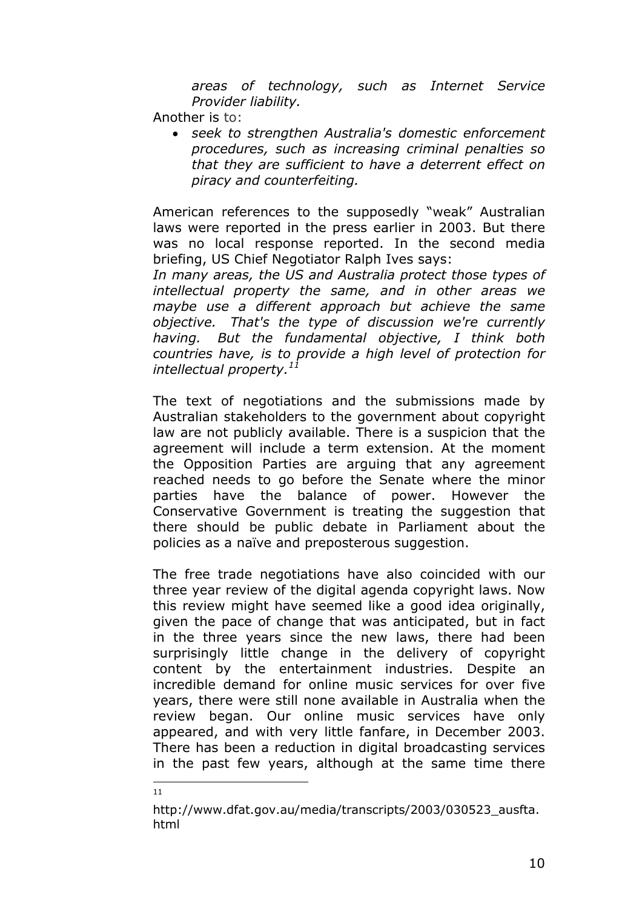*areas of technology, such as Internet Service Provider liability.*

Another is to:

- *seek to strengthen Australia's domestic enforcement procedures, such as increasing criminal penalties so that they are sufficient to have a deterrent effect on piracy and counterfeiting.*

American references to the supposedly "weak" Australian laws were reported in the press earlier in 2003. But there was no local response reported. In the second media briefing, US Chief Negotiator Ralph Ives says:

*In many areas, the US and Australia protect those types of intellectual property the same, and in other areas we maybe use a different approach but achieve the same objective. That's the type of discussion we're currently having. But the fundamental objective, I think both countries have, is to provide a high level of protection for intellectual property.*[11]

The text of negotiations and the submissions made by Australian stakeholders to the government about copyright law are not publicly available. There is a suspicion that the agreement will include a term extension. At the moment the Opposition Parties are arguing that any agreement reached needs to go before the Senate where the minor parties have the balance of power. However the Conservative Government is treating the suggestion that there should be public debate in Parliament about the policies as a naïve and preposterous suggestion.

The free trade negotiations have also coincided with our three year review of the digital agenda copyright laws. Now this review might have seemed like a good idea originally, given the pace of change that was anticipated, but in fact in the three years since the new laws, there had been surprisingly little change in the delivery of copyright content by the entertainment industries. Despite an incredible demand for online music services for over five years, there were still none available in Australia when the review began. Our online music services have only appeared, and with very little fanfare, in December 2003. There has been a reduction in digital broadcasting services in the past few years, although at the same time there

---

[11] http://www.dfat.gov.au/media/transcripts/2003/030523_ausfta.html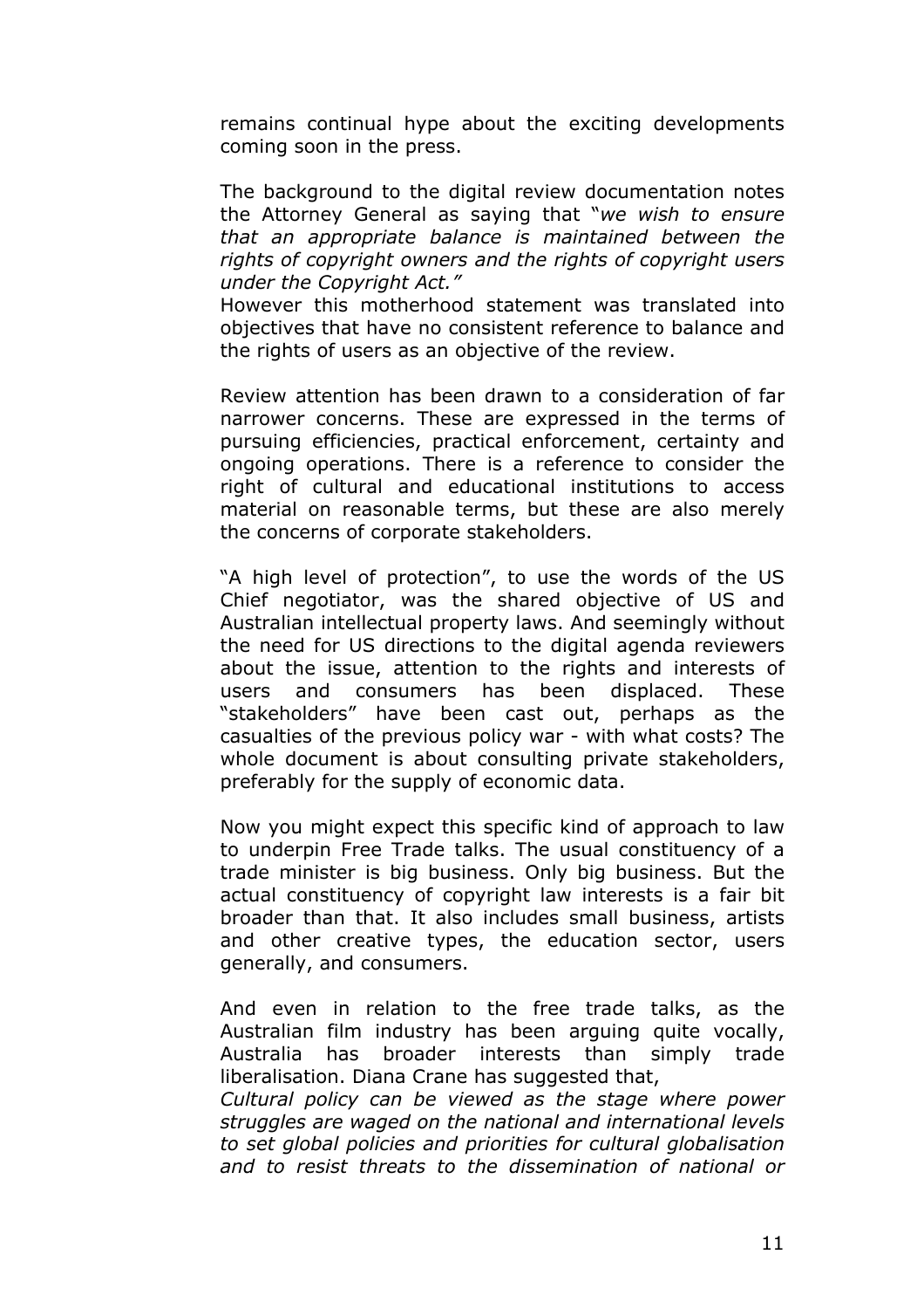remains continual hype about the exciting developments coming soon in the press.

The background to the digital review documentation notes the Attorney General as saying that "*we wish to ensure that an appropriate balance is maintained between the rights of copyright owners and the rights of copyright users under the Copyright Act."*
However this motherhood statement was translated into objectives that have no consistent reference to balance and the rights of users as an objective of the review.

Review attention has been drawn to a consideration of far narrower concerns. These are expressed in the terms of pursuing efficiencies, practical enforcement, certainty and ongoing operations. There is a reference to consider the right of cultural and educational institutions to access material on reasonable terms, but these are also merely the concerns of corporate stakeholders.

"A high level of protection", to use the words of the US Chief negotiator, was the shared objective of US and Australian intellectual property laws. And seemingly without the need for US directions to the digital agenda reviewers about the issue, attention to the rights and interests of users and consumers has been displaced. These "stakeholders" have been cast out, perhaps as the casualties of the previous policy war - with what costs? The whole document is about consulting private stakeholders, preferably for the supply of economic data.

Now you might expect this specific kind of approach to law to underpin Free Trade talks. The usual constituency of a trade minister is big business. Only big business. But the actual constituency of copyright law interests is a fair bit broader than that. It also includes small business, artists and other creative types, the education sector, users generally, and consumers.

And even in relation to the free trade talks, as the Australian film industry has been arguing quite vocally, Australia has broader interests than simply trade liberalisation. Diana Crane has suggested that,
*Cultural policy can be viewed as the stage where power struggles are waged on the national and international levels to set global policies and priorities for cultural globalisation and to resist threats to the dissemination of national or*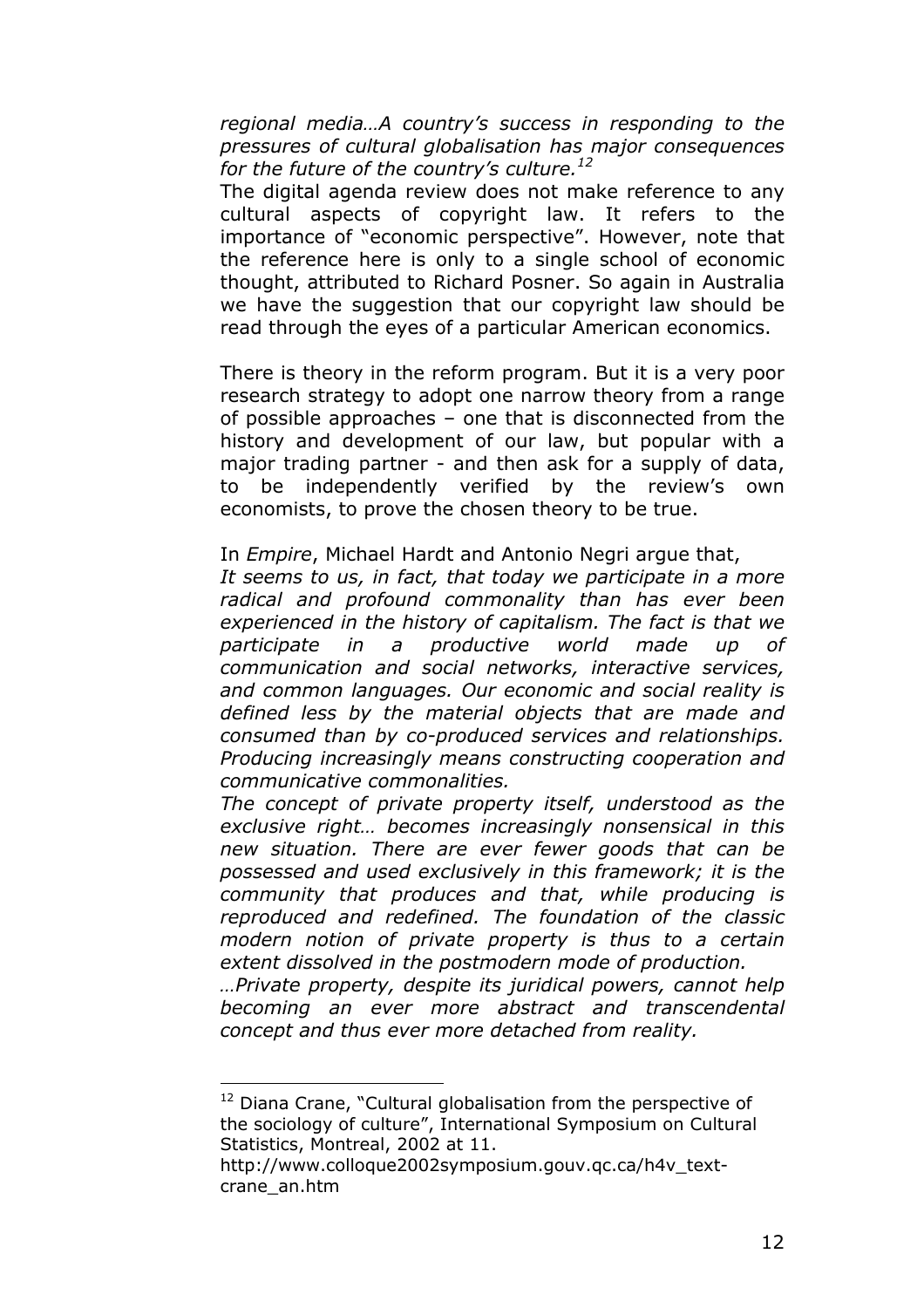*regional media…A country's success in responding to the pressures of cultural globalisation has major consequences for the future of the country's culture.*[12]

The digital agenda review does not make reference to any cultural aspects of copyright law. It refers to the importance of "economic perspective". However, note that the reference here is only to a single school of economic thought, attributed to Richard Posner. So again in Australia we have the suggestion that our copyright law should be read through the eyes of a particular American economics.

There is theory in the reform program. But it is a very poor research strategy to adopt one narrow theory from a range of possible approaches – one that is disconnected from the history and development of our law, but popular with a major trading partner - and then ask for a supply of data, to be independently verified by the review's own economists, to prove the chosen theory to be true.

In *Empire*, Michael Hardt and Antonio Negri argue that,

*It seems to us, in fact, that today we participate in a more radical and profound commonality than has ever been experienced in the history of capitalism. The fact is that we participate in a productive world made up of communication and social networks, interactive services, and common languages. Our economic and social reality is defined less by the material objects that are made and consumed than by co-produced services and relationships. Producing increasingly means constructing cooperation and communicative commonalities.*

*The concept of private property itself, understood as the exclusive right… becomes increasingly nonsensical in this new situation. There are ever fewer goods that can be possessed and used exclusively in this framework; it is the community that produces and that, while producing is reproduced and redefined. The foundation of the classic modern notion of private property is thus to a certain extent dissolved in the postmodern mode of production.*

*…Private property, despite its juridical powers, cannot help becoming an ever more abstract and transcendental concept and thus ever more detached from reality.*

---

[12] Diana Crane, "Cultural globalisation from the perspective of the sociology of culture", International Symposium on Cultural Statistics, Montreal, 2002 at 11. http://www.colloque2002symposium.gouv.qc.ca/h4v_text-crane_an.htm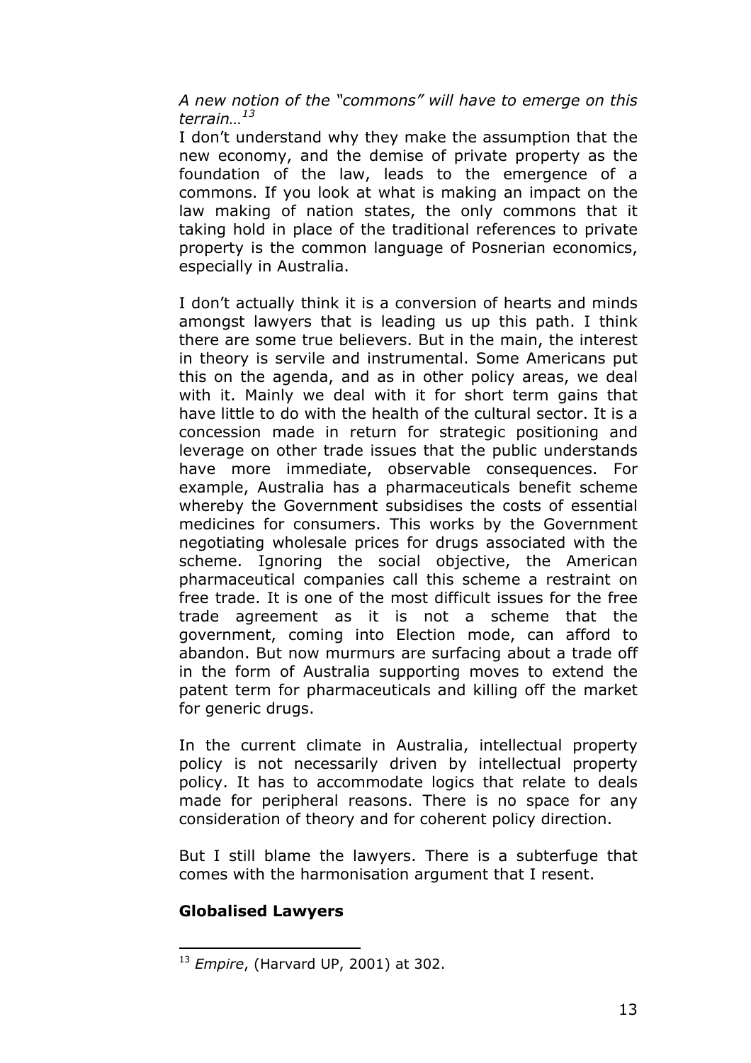*A new notion of the "commons" will have to emerge on this terrain…*[13]

I don't understand why they make the assumption that the new economy, and the demise of private property as the foundation of the law, leads to the emergence of a commons. If you look at what is making an impact on the law making of nation states, the only commons that it taking hold in place of the traditional references to private property is the common language of Posnerian economics, especially in Australia.

I don't actually think it is a conversion of hearts and minds amongst lawyers that is leading us up this path. I think there are some true believers. But in the main, the interest in theory is servile and instrumental. Some Americans put this on the agenda, and as in other policy areas, we deal with it. Mainly we deal with it for short term gains that have little to do with the health of the cultural sector. It is a concession made in return for strategic positioning and leverage on other trade issues that the public understands have more immediate, observable consequences. For example, Australia has a pharmaceuticals benefit scheme whereby the Government subsidises the costs of essential medicines for consumers. This works by the Government negotiating wholesale prices for drugs associated with the scheme. Ignoring the social objective, the American pharmaceutical companies call this scheme a restraint on free trade. It is one of the most difficult issues for the free trade agreement as it is not a scheme that the government, coming into Election mode, can afford to abandon. But now murmurs are surfacing about a trade off in the form of Australia supporting moves to extend the patent term for pharmaceuticals and killing off the market for generic drugs.

In the current climate in Australia, intellectual property policy is not necessarily driven by intellectual property policy. It has to accommodate logics that relate to deals made for peripheral reasons. There is no space for any consideration of theory and for coherent policy direction.

But I still blame the lawyers. There is a subterfuge that comes with the harmonisation argument that I resent.

**Globalised Lawyers**

[13] *Empire*, (Harvard UP, 2001) at 302.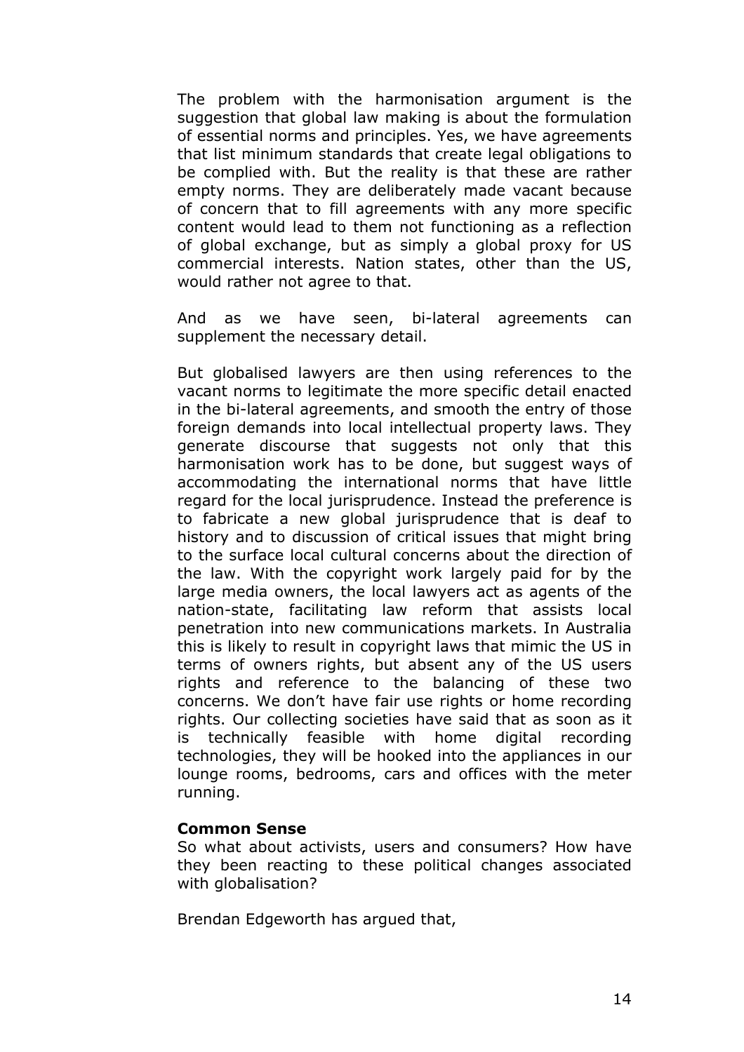The problem with the harmonisation argument is the suggestion that global law making is about the formulation of essential norms and principles. Yes, we have agreements that list minimum standards that create legal obligations to be complied with. But the reality is that these are rather empty norms. They are deliberately made vacant because of concern that to fill agreements with any more specific content would lead to them not functioning as a reflection of global exchange, but as simply a global proxy for US commercial interests. Nation states, other than the US, would rather not agree to that.

And as we have seen, bi-lateral agreements can supplement the necessary detail.

But globalised lawyers are then using references to the vacant norms to legitimate the more specific detail enacted in the bi-lateral agreements, and smooth the entry of those foreign demands into local intellectual property laws. They generate discourse that suggests not only that this harmonisation work has to be done, but suggest ways of accommodating the international norms that have little regard for the local jurisprudence. Instead the preference is to fabricate a new global jurisprudence that is deaf to history and to discussion of critical issues that might bring to the surface local cultural concerns about the direction of the law. With the copyright work largely paid for by the large media owners, the local lawyers act as agents of the nation-state, facilitating law reform that assists local penetration into new communications markets. In Australia this is likely to result in copyright laws that mimic the US in terms of owners rights, but absent any of the US users rights and reference to the balancing of these two concerns. We don't have fair use rights or home recording rights. Our collecting societies have said that as soon as it is technically feasible with home digital recording technologies, they will be hooked into the appliances in our lounge rooms, bedrooms, cars and offices with the meter running.

**Common Sense**

So what about activists, users and consumers? How have they been reacting to these political changes associated with globalisation?

Brendan Edgeworth has argued that,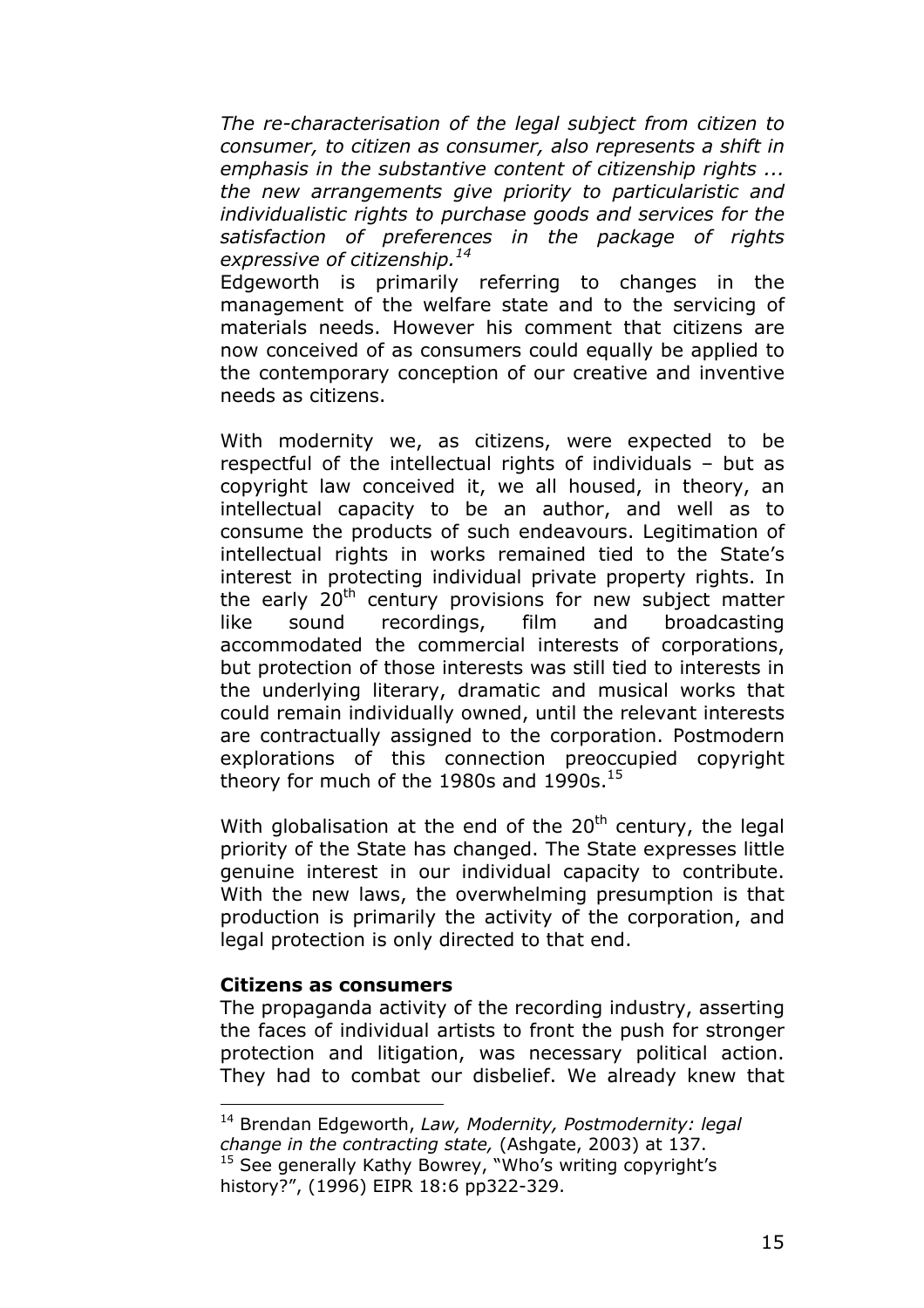*The re-characterisation of the legal subject from citizen to consumer, to citizen as consumer, also represents a shift in emphasis in the substantive content of citizenship rights ... the new arrangements give priority to particularistic and individualistic rights to purchase goods and services for the satisfaction of preferences in the package of rights expressive of citizenship.*[14]

Edgeworth is primarily referring to changes in the management of the welfare state and to the servicing of materials needs. However his comment that citizens are now conceived of as consumers could equally be applied to the contemporary conception of our creative and inventive needs as citizens.

With modernity we, as citizens, were expected to be respectful of the intellectual rights of individuals – but as copyright law conceived it, we all housed, in theory, an intellectual capacity to be an author, and well as to consume the products of such endeavours. Legitimation of intellectual rights in works remained tied to the State's interest in protecting individual private property rights. In the early 20th century provisions for new subject matter like sound recordings, film and broadcasting accommodated the commercial interests of corporations, but protection of those interests was still tied to interests in the underlying literary, dramatic and musical works that could remain individually owned, until the relevant interests are contractually assigned to the corporation. Postmodern explorations of this connection preoccupied copyright theory for much of the 1980s and 1990s.[15]

With globalisation at the end of the 20th century, the legal priority of the State has changed. The State expresses little genuine interest in our individual capacity to contribute. With the new laws, the overwhelming presumption is that production is primarily the activity of the corporation, and legal protection is only directed to that end.

**Citizens as consumers**

The propaganda activity of the recording industry, asserting the faces of individual artists to front the push for stronger protection and litigation, was necessary political action. They had to combat our disbelief. We already knew that

---

[14] Brendan Edgeworth, *Law, Modernity, Postmodernity: legal change in the contracting state,* (Ashgate, 2003) at 137.

[15] See generally Kathy Bowrey, "Who's writing copyright's history?", (1996) EIPR 18:6 pp322-329.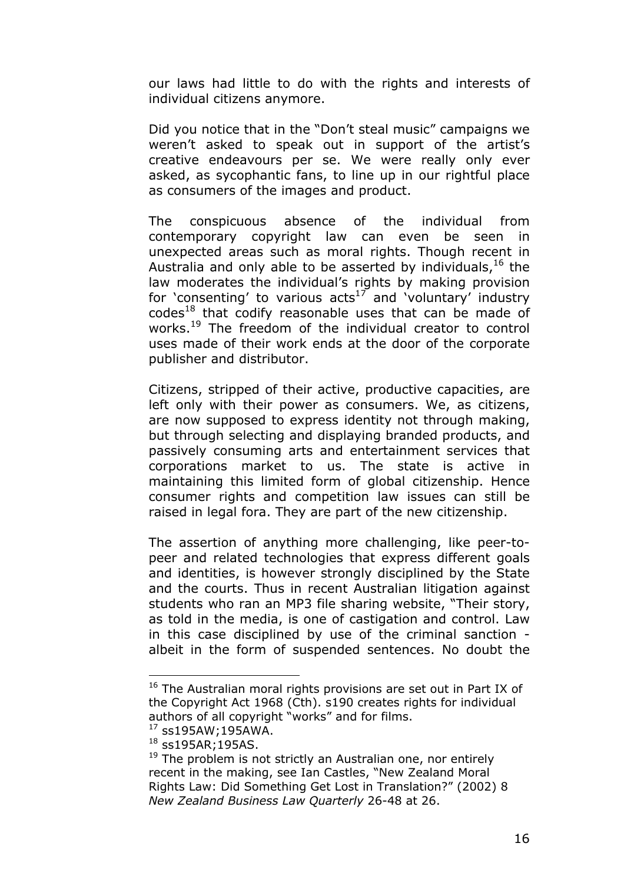our laws had little to do with the rights and interests of individual citizens anymore.

Did you notice that in the "Don't steal music" campaigns we weren't asked to speak out in support of the artist's creative endeavours per se. We were really only ever asked, as sycophantic fans, to line up in our rightful place as consumers of the images and product.

The conspicuous absence of the individual from contemporary copyright law can even be seen in unexpected areas such as moral rights. Though recent in Australia and only able to be asserted by individuals,[16] the law moderates the individual's rights by making provision for 'consenting' to various acts[17] and 'voluntary' industry codes[18] that codify reasonable uses that can be made of works.[19] The freedom of the individual creator to control uses made of their work ends at the door of the corporate publisher and distributor.

Citizens, stripped of their active, productive capacities, are left only with their power as consumers. We, as citizens, are now supposed to express identity not through making, but through selecting and displaying branded products, and passively consuming arts and entertainment services that corporations market to us. The state is active in maintaining this limited form of global citizenship. Hence consumer rights and competition law issues can still be raised in legal fora. They are part of the new citizenship.

The assertion of anything more challenging, like peer-to-peer and related technologies that express different goals and identities, is however strongly disciplined by the State and the courts. Thus in recent Australian litigation against students who ran an MP3 file sharing website, "Their story, as told in the media, is one of castigation and control. Law in this case disciplined by use of the criminal sanction - albeit in the form of suspended sentences. No doubt the

---

[16] The Australian moral rights provisions are set out in Part IX of the Copyright Act 1968 (Cth). s190 creates rights for individual authors of all copyright "works" and for films.

[17] ss195AW;195AWA.

[18] ss195AR;195AS.

[19] The problem is not strictly an Australian one, nor entirely recent in the making, see Ian Castles, "New Zealand Moral Rights Law: Did Something Get Lost in Translation?" (2002) 8 *New Zealand Business Law Quarterly* 26-48 at 26.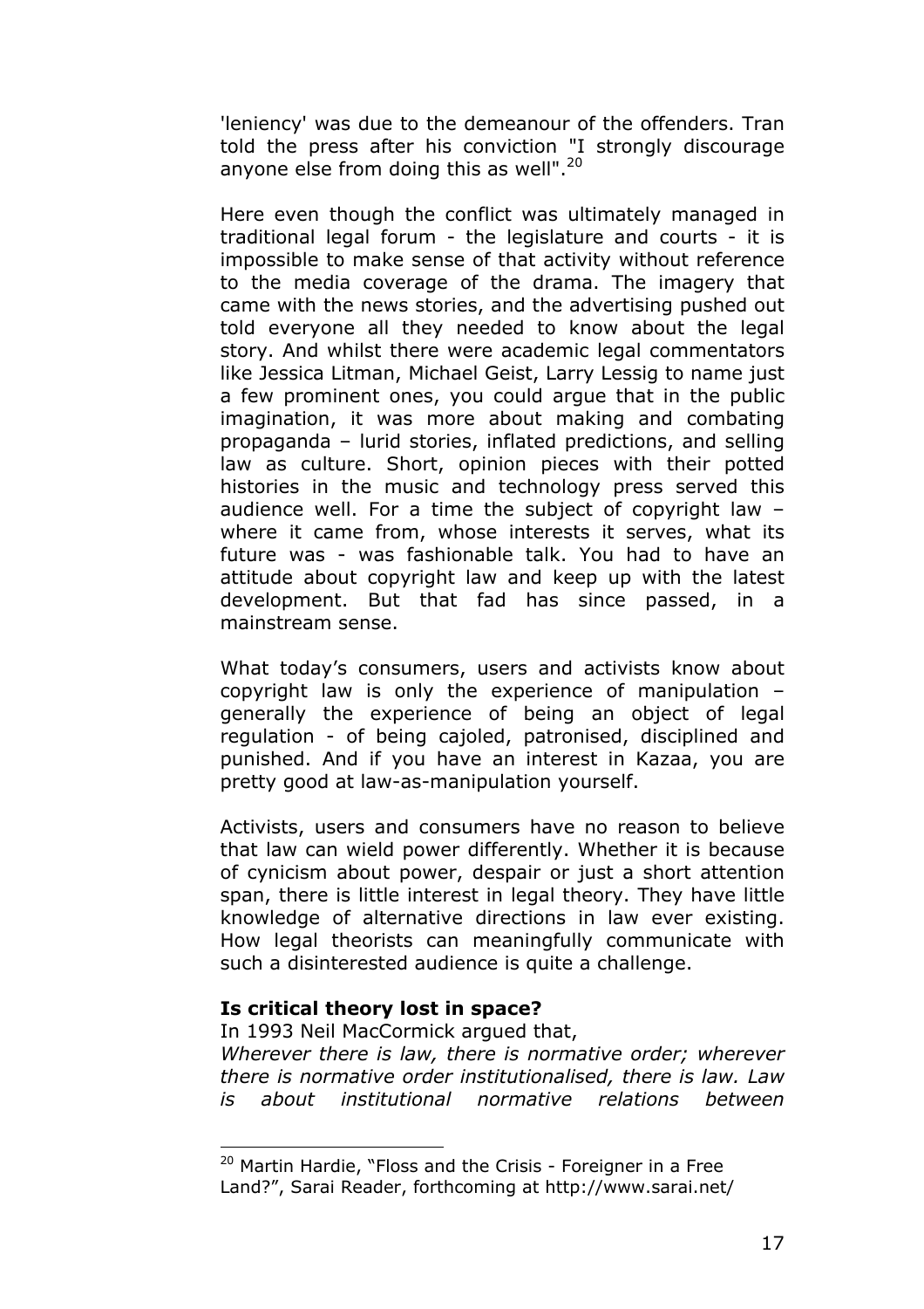'leniency' was due to the demeanour of the offenders. Tran told the press after his conviction "I strongly discourage anyone else from doing this as well".[20]

Here even though the conflict was ultimately managed in traditional legal forum - the legislature and courts - it is impossible to make sense of that activity without reference to the media coverage of the drama. The imagery that came with the news stories, and the advertising pushed out told everyone all they needed to know about the legal story. And whilst there were academic legal commentators like Jessica Litman, Michael Geist, Larry Lessig to name just a few prominent ones, you could argue that in the public imagination, it was more about making and combating propaganda – lurid stories, inflated predictions, and selling law as culture. Short, opinion pieces with their potted histories in the music and technology press served this audience well. For a time the subject of copyright law – where it came from, whose interests it serves, what its future was - was fashionable talk. You had to have an attitude about copyright law and keep up with the latest development. But that fad has since passed, in a mainstream sense.

What today's consumers, users and activists know about copyright law is only the experience of manipulation – generally the experience of being an object of legal regulation - of being cajoled, patronised, disciplined and punished. And if you have an interest in Kazaa, you are pretty good at law-as-manipulation yourself.

Activists, users and consumers have no reason to believe that law can wield power differently. Whether it is because of cynicism about power, despair or just a short attention span, there is little interest in legal theory. They have little knowledge of alternative directions in law ever existing. How legal theorists can meaningfully communicate with such a disinterested audience is quite a challenge.

**Is critical theory lost in space?**

In 1993 Neil MacCormick argued that,

*Wherever there is law, there is normative order; wherever there is normative order institutionalised, there is law. Law is about institutional normative relations between*

---

[20] Martin Hardie, "Floss and the Crisis - Foreigner in a Free Land?", Sarai Reader, forthcoming at http://www.sarai.net/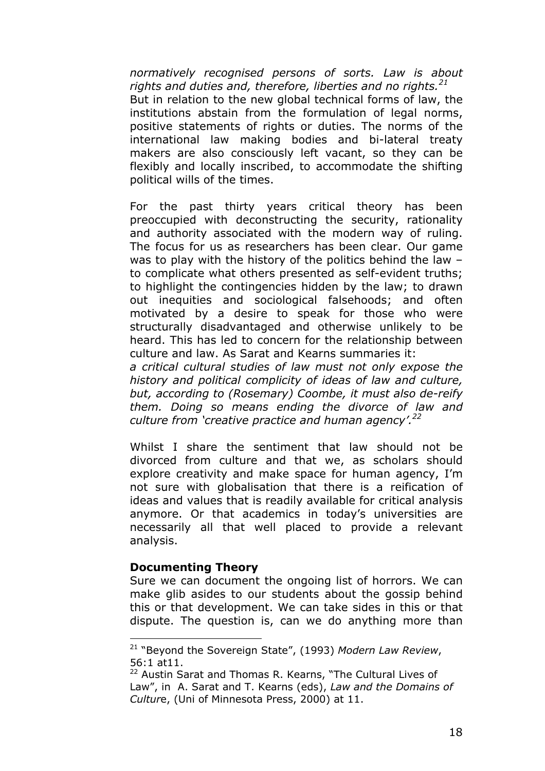*normatively recognised persons of sorts. Law is about rights and duties and, therefore, liberties and no rights.*[21]

But in relation to the new global technical forms of law, the institutions abstain from the formulation of legal norms, positive statements of rights or duties. The norms of the international law making bodies and bi-lateral treaty makers are also consciously left vacant, so they can be flexibly and locally inscribed, to accommodate the shifting political wills of the times.

For the past thirty years critical theory has been preoccupied with deconstructing the security, rationality and authority associated with the modern way of ruling. The focus for us as researchers has been clear. Our game was to play with the history of the politics behind the law – to complicate what others presented as self-evident truths; to highlight the contingencies hidden by the law; to drawn out inequities and sociological falsehoods; and often motivated by a desire to speak for those who were structurally disadvantaged and otherwise unlikely to be heard. This has led to concern for the relationship between culture and law. As Sarat and Kearns summaries it:

*a critical cultural studies of law must not only expose the history and political complicity of ideas of law and culture, but, according to (Rosemary) Coombe, it must also de-reify them. Doing so means ending the divorce of law and culture from 'creative practice and human agency'.*[22]

Whilst I share the sentiment that law should not be divorced from culture and that we, as scholars should explore creativity and make space for human agency, I'm not sure with globalisation that there is a reification of ideas and values that is readily available for critical analysis anymore. Or that academics in today's universities are necessarily all that well placed to provide a relevant analysis.

**Documenting Theory**

Sure we can document the ongoing list of horrors. We can make glib asides to our students about the gossip behind this or that development. We can take sides in this or that dispute. The question is, can we do anything more than

---

[21] "Beyond the Sovereign State", (1993) *Modern Law Review*, 56:1 at11.

[22] Austin Sarat and Thomas R. Kearns, "The Cultural Lives of Law", in A. Sarat and T. Kearns (eds), *Law and the Domains of Culture*, (Uni of Minnesota Press, 2000) at 11.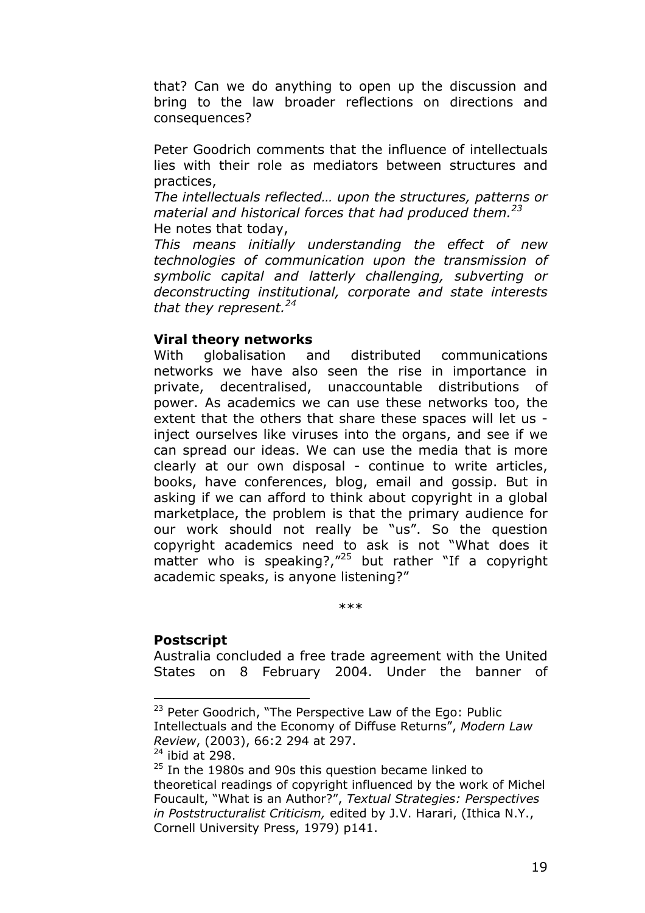that? Can we do anything to open up the discussion and bring to the law broader reflections on directions and consequences?

Peter Goodrich comments that the influence of intellectuals lies with their role as mediators between structures and practices,

*The intellectuals reflected… upon the structures, patterns or material and historical forces that had produced them.*[23]

He notes that today,

*This means initially understanding the effect of new technologies of communication upon the transmission of symbolic capital and latterly challenging, subverting or deconstructing institutional, corporate and state interests that they represent.*[24]

**Viral theory networks**

With globalisation and distributed communications networks we have also seen the rise in importance in private, decentralised, unaccountable distributions of power. As academics we can use these networks too, the extent that the others that share these spaces will let us - inject ourselves like viruses into the organs, and see if we can spread our ideas. We can use the media that is more clearly at our own disposal - continue to write articles, books, have conferences, blog, email and gossip. But in asking if we can afford to think about copyright in a global marketplace, the problem is that the primary audience for our work should not really be "us". So the question copyright academics need to ask is not "What does it matter who is speaking?,"[25] but rather "If a copyright academic speaks, is anyone listening?"

\*\*\*

**Postscript**

Australia concluded a free trade agreement with the United States on 8 February 2004. Under the banner of

---

[23] Peter Goodrich, "The Perspective Law of the Ego: Public Intellectuals and the Economy of Diffuse Returns", *Modern Law Review*, (2003), 66:2 294 at 297.

[24] ibid at 298.

[25] In the 1980s and 90s this question became linked to theoretical readings of copyright influenced by the work of Michel Foucault, "What is an Author?", *Textual Strategies: Perspectives in Poststructuralist Criticism,* edited by J.V. Harari, (Ithica N.Y., Cornell University Press, 1979) p141.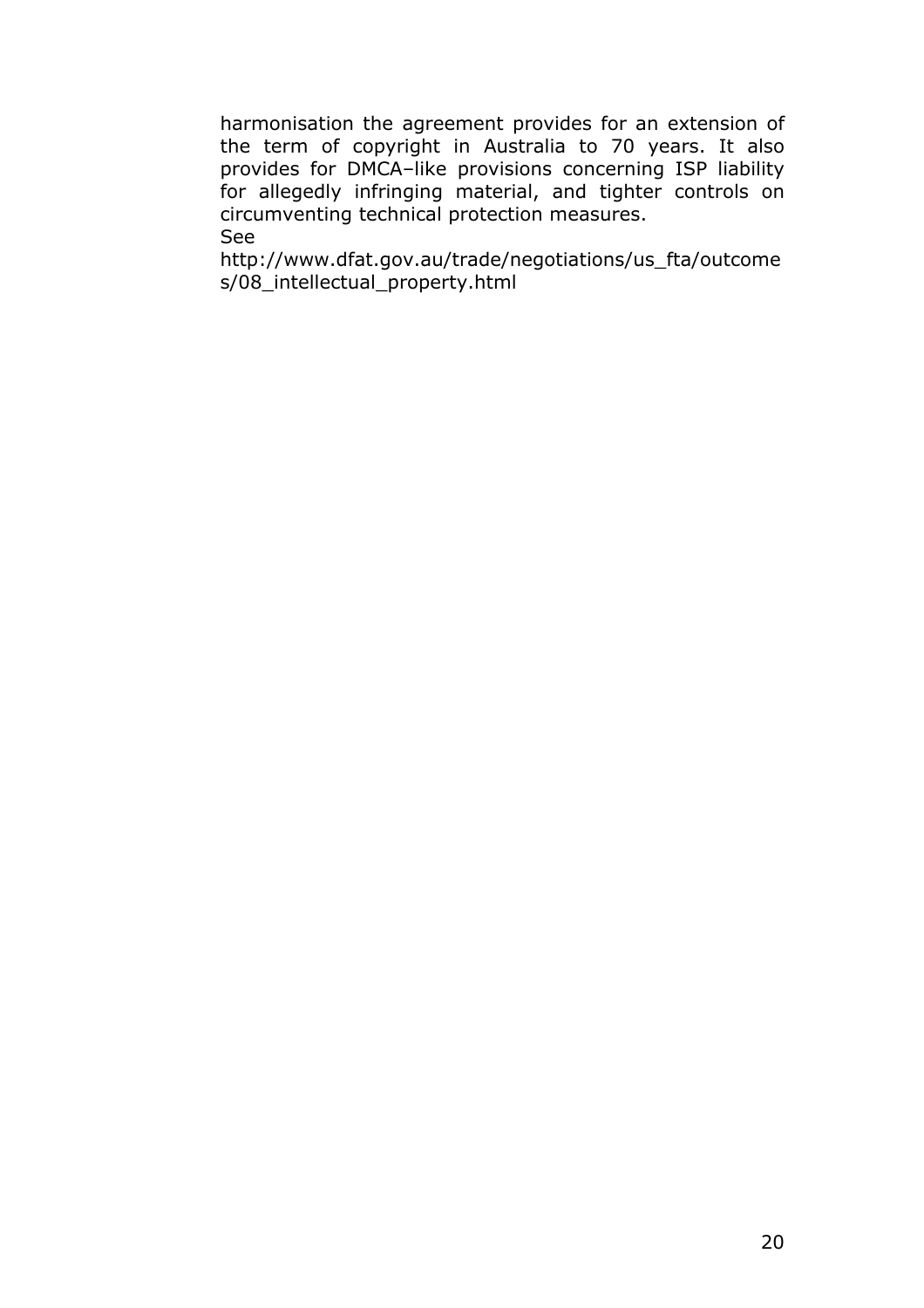harmonisation the agreement provides for an extension of the term of copyright in Australia to 70 years. It also provides for DMCA–like provisions concerning ISP liability for allegedly infringing material, and tighter controls on circumventing technical protection measures.
See
http://www.dfat.gov.au/trade/negotiations/us_fta/outcomes/08_intellectual_property.html